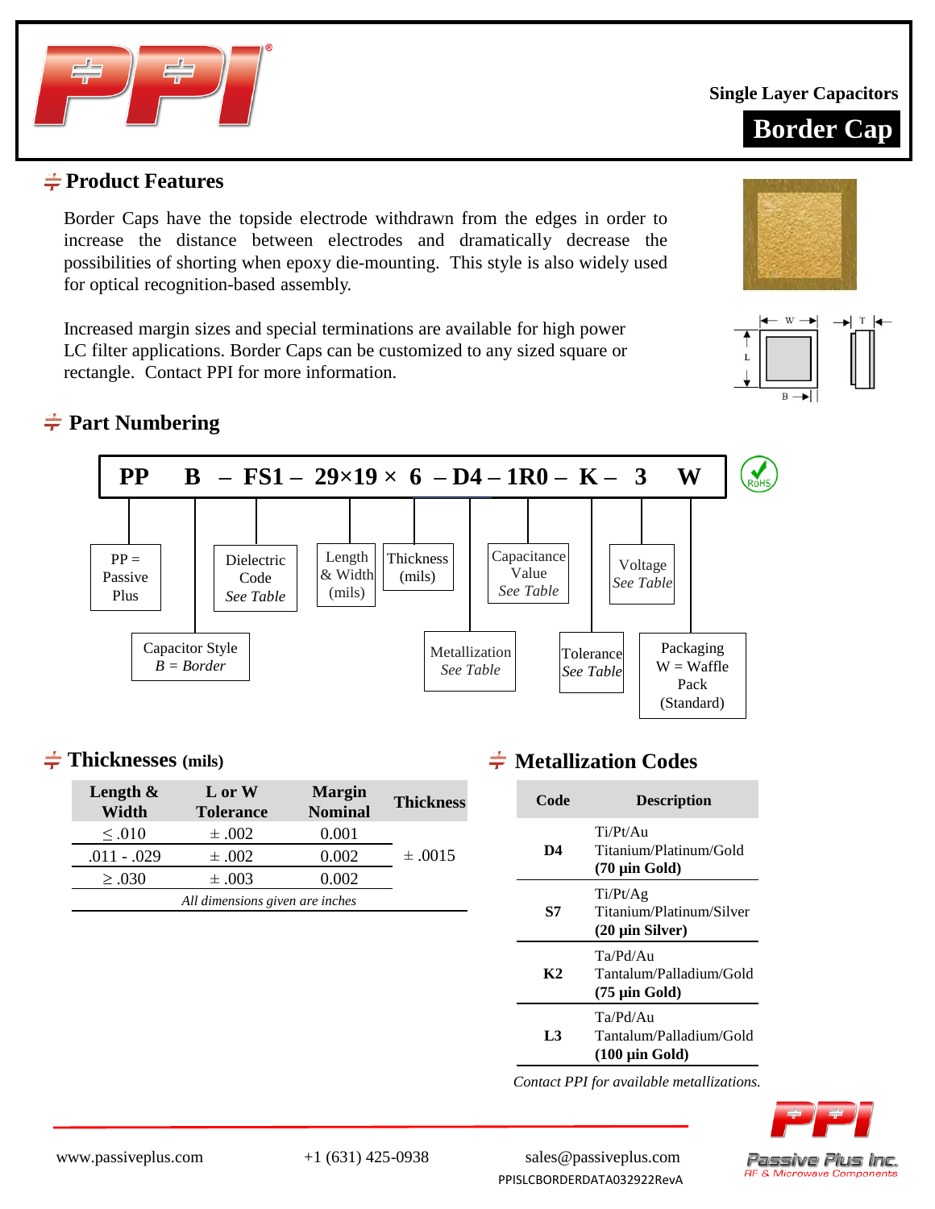Single Layer Capacitors

# Border Cap

## Product Features

Border Caps have the topside electrode withdrawn from the edges in order to increase the distance between electrodes and dramatically decrease the possibilities of shorting when epoxy die-mounting. This style is also widely used for optical recognition-based assembly.

Increased margin sizes and special terminations are available for high power LC filter applications. Border Caps can be customized to any sized square or rectangle. Contact PPI for more information.

## Part Numbering

**PP B – FS1 – 29×19 × 6 – D4 – 1R0 – K – 3 W**

- PP = Passive Plus
- B: Capacitor Style, *B = Border*
- FS1: Dielectric Code, *See Table*
- 29×19: Length & Width (mils)
- 6: Thickness (mils)
- D4: Metallization, *See Table*
- 1R0: Capacitance Value, *See Table*
- K: Tolerance, *See Table*
- 3: Voltage, *See Table*
- W: Packaging, W = Waffle Pack (Standard)

RoHS

## Thicknesses (mils)

| Length & Width | L or W Tolerance | Margin Nominal | Thickness |
|---|---|---|---|
| ≤ .010 | ± .002 | 0.001 | ± .0015 |
| .011 - .029 | ± .002 | 0.002 | |
| ≥ .030 | ± .003 | 0.002 | |

*All dimensions given are inches*

## Metallization Codes

| Code | Description |
|---|---|
| **D4** | Ti/Pt/Au Titanium/Platinum/Gold **(70 µin Gold)** |
| **S7** | Ti/Pt/Ag Titanium/Platinum/Silver **(20 µin Silver)** |
| **K2** | Ta/Pd/Au Tantalum/Palladium/Gold **(75 µin Gold)** |
| **L3** | Ta/Pd/Au Tantalum/Palladium/Gold **(100 µin Gold)** |

*Contact PPI for available metallizations.*

www.passiveplus.com  +1 (631) 425-0938  sales@passiveplus.com

PPISLCBORDERDATA032922RevA

Passive Plus Inc. RF & Microwave Components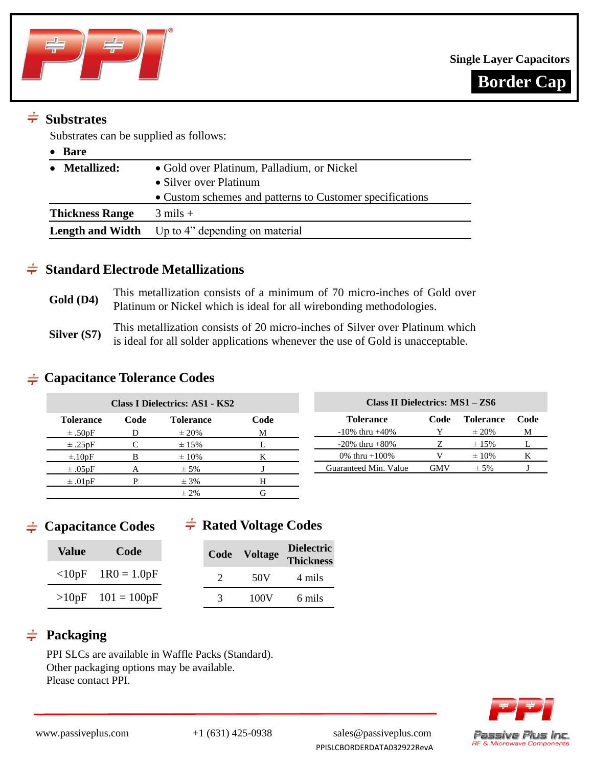Single Layer Capacitors

# Border Cap

## Substrates

Substrates can be supplied as follows:

| | |
|---|---|
| • **Bare** | |
| • **Metallized:** | • Gold over Platinum, Palladium, or Nickel<br>• Silver over Platinum<br>• Custom schemes and patterns to Customer specifications |
| **Thickness Range** | 3 mils + |
| **Length and Width** | Up to 4" depending on material |

## Standard Electrode Metallizations

**Gold (D4)** This metallization consists of a minimum of 70 micro-inches of Gold over Platinum or Nickel which is ideal for all wirebonding methodologies.

**Silver (S7)** This metallization consists of 20 micro-inches of Silver over Platinum which is ideal for all solder applications whenever the use of Gold is unacceptable.

## Capacitance Tolerance Codes

| Class I Dielectrics: AS1 - KS2 | | | |
|---|---|---|---|
| **Tolerance** | **Code** | **Tolerance** | **Code** |
| ± .50pF | D | ± 20% | M |
| ± .25pF | C | ± 15% | L |
| ±.10pF | B | ± 10% | K |
| ± .05pF | A | ± 5% | J |
| ± .01pF | P | ± 3% | H |
| | | ± 2% | G |

| Class II Dielectrics: MS1 – ZS6 | | | |
|---|---|---|---|
| **Tolerance** | **Code** | **Tolerance** | **Code** |
| -10% thru +40% | Y | ± 20% | M |
| -20% thru +80% | Z | ± 15% | L |
| 0% thru +100% | V | ± 10% | K |
| Guaranteed Min. Value | GMV | ± 5% | J |

## Capacitance Codes

| Value | Code |
|---|---|
| <10pF | 1R0 = 1.0pF |
| >10pF | 101 = 100pF |

## Rated Voltage Codes

| Code | Voltage | Dielectric Thickness |
|---|---|---|
| 2 | 50V | 4 mils |
| 3 | 100V | 6 mils |

## Packaging

PPI SLCs are available in Waffle Packs (Standard).
Other packaging options may be available.
Please contact PPI.

www.passiveplus.com +1 (631) 425-0938 sales@passiveplus.com
PPISLCBORDERDATA032922RevA

Passive Plus Inc.
RF & Microwave Components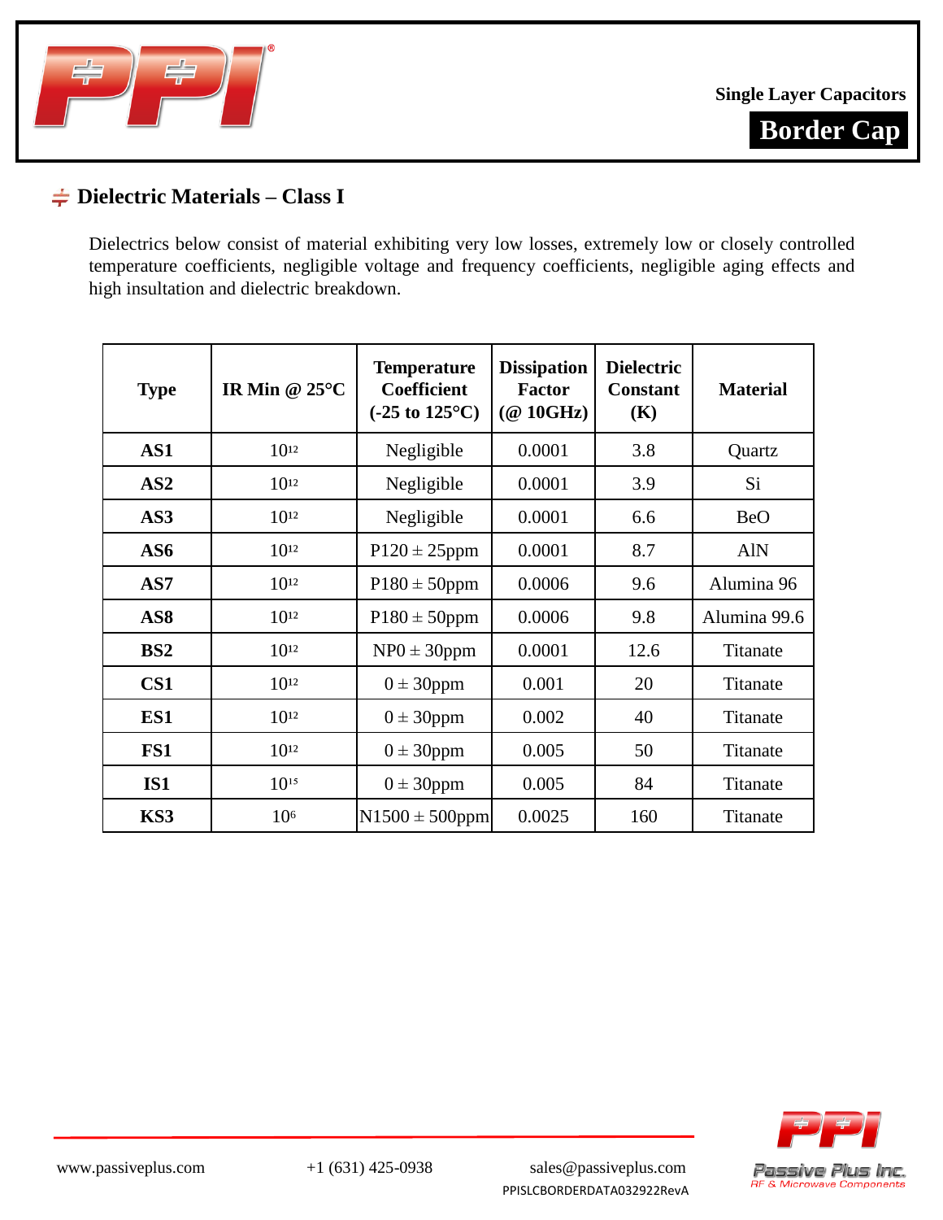## Dielectric Materials – Class I

Dielectrics below consist of material exhibiting very low losses, extremely low or closely controlled temperature coefficients, negligible voltage and frequency coefficients, negligible aging effects and high insultation and dielectric breakdown.

| Type | IR Min @ 25°C | Temperature Coefficient (-25 to 125°C) | Dissipation Factor (@ 10GHz) | Dielectric Constant (K) | Material |
|---|---|---|---|---|---|
| **AS1** | $10^{12}$ | Negligible | 0.0001 | 3.8 | Quartz |
| **AS2** | $10^{12}$ | Negligible | 0.0001 | 3.9 | Si |
| **AS3** | $10^{12}$ | Negligible | 0.0001 | 6.6 | BeO |
| **AS6** | $10^{12}$ | P120 ± 25ppm | 0.0001 | 8.7 | AlN |
| **AS7** | $10^{12}$ | P180 ± 50ppm | 0.0006 | 9.6 | Alumina 96 |
| **AS8** | $10^{12}$ | P180 ± 50ppm | 0.0006 | 9.8 | Alumina 99.6 |
| **BS2** | $10^{12}$ | NP0 ± 30ppm | 0.0001 | 12.6 | Titanate |
| **CS1** | $10^{12}$ | 0 ± 30ppm | 0.001 | 20 | Titanate |
| **ES1** | $10^{12}$ | 0 ± 30ppm | 0.002 | 40 | Titanate |
| **FS1** | $10^{12}$ | 0 ± 30ppm | 0.005 | 50 | Titanate |
| **IS1** | $10^{15}$ | 0 ± 30ppm | 0.005 | 84 | Titanate |
| **KS3** | $10^{6}$ | N1500 ± 500ppm | 0.0025 | 160 | Titanate |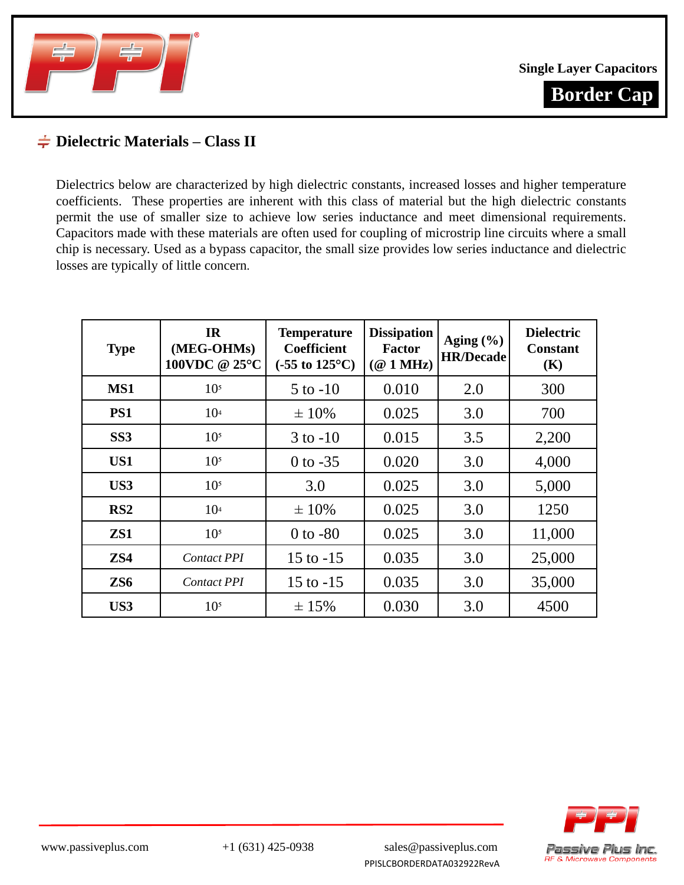Single Layer Capacitors

**Border Cap**

## ≑ Dielectric Materials – Class II

Dielectrics below are characterized by high dielectric constants, increased losses and higher temperature coefficients. These properties are inherent with this class of material but the high dielectric constants permit the use of smaller size to achieve low series inductance and meet dimensional requirements. Capacitors made with these materials are often used for coupling of microstrip line circuits where a small chip is necessary. Used as a bypass capacitor, the small size provides low series inductance and dielectric losses are typically of little concern.

| Type | IR (MEG-OHMs) 100VDC @ 25°C | Temperature Coefficient (-55 to 125°C) | Dissipation Factor (@ 1 MHz) | Aging (%) HR/Decade | Dielectric Constant (K) |
|---|---|---|---|---|---|
| **MS1** | $10^5$ | 5 to -10 | 0.010 | 2.0 | 300 |
| **PS1** | $10^4$ | ± 10% | 0.025 | 3.0 | 700 |
| **SS3** | $10^5$ | 3 to -10 | 0.015 | 3.5 | 2,200 |
| **US1** | $10^5$ | 0 to -35 | 0.020 | 3.0 | 4,000 |
| **US3** | $10^5$ | 3.0 | 0.025 | 3.0 | 5,000 |
| **RS2** | $10^4$ | ± 10% | 0.025 | 3.0 | 1250 |
| **ZS1** | $10^5$ | 0 to -80 | 0.025 | 3.0 | 11,000 |
| **ZS4** | *Contact PPI* | 15 to -15 | 0.035 | 3.0 | 25,000 |
| **ZS6** | *Contact PPI* | 15 to -15 | 0.035 | 3.0 | 35,000 |
| **US3** | $10^5$ | ± 15% | 0.030 | 3.0 | 4500 |

www.passiveplus.com +1 (631) 425-0938 sales@passiveplus.com

PPISLCBORDERDATA032922RevA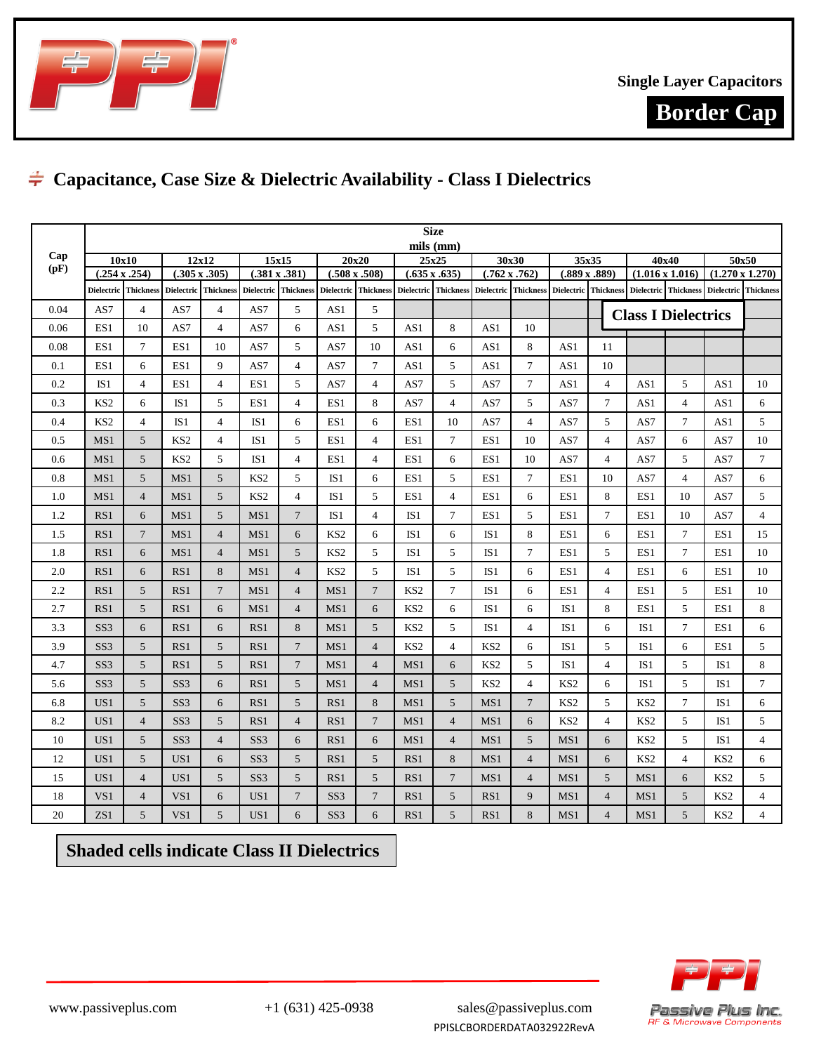Single Layer Capacitors

**Border Cap**

## ≑ Capacitance, Case Size & Dielectric Availability - Class I Dielectrics

| Cap (pF) | Size mils (mm) | | | | | | | | | | | | | | | |
|---|---|---|---|---|---|---|---|---|---|---|---|---|---|---|---|---|
| | 10x10 (.254 x .254) | | 12x12 (.305 x .305) | | 15x15 (.381 x .381) | | 20x20 (.508 x .508) | | 25x25 (.635 x .635) | | 30x30 (.762 x .762) | | 35x35 (.889 x .889) | | 40x40 (1.016 x 1.016) | | 50x50 (1.270 x 1.270) | |
| | Dielectric | Thickness | Dielectric | Thickness | Dielectric | Thickness | Dielectric | Thickness | Dielectric | Thickness | Dielectric | Thickness | Dielectric | Thickness | Dielectric | Thickness | Dielectric | Thickness |
| 0.04 | AS7 | 4 | AS7 | 4 | AS7 | 5 | AS1 | 5 | | | | | | | | | | |
| 0.06 | ES1 | 10 | AS7 | 4 | AS7 | 6 | AS1 | 5 | AS1 | 8 | AS1 | 10 | | | | | | |
| 0.08 | ES1 | 7 | ES1 | 10 | AS7 | 5 | AS7 | 10 | AS1 | 6 | AS1 | 8 | AS1 | 11 | | | | |
| 0.1 | ES1 | 6 | ES1 | 9 | AS7 | 4 | AS7 | 7 | AS1 | 5 | AS1 | 7 | AS1 | 10 | | | | |
| 0.2 | IS1 | 4 | ES1 | 4 | ES1 | 5 | AS7 | 4 | AS7 | 5 | AS7 | 7 | AS1 | 4 | AS1 | 5 | AS1 | 10 |
| 0.3 | KS2 | 6 | IS1 | 5 | ES1 | 4 | ES1 | 8 | AS7 | 4 | AS7 | 5 | AS7 | 7 | AS1 | 4 | AS1 | 6 |
| 0.4 | KS2 | 4 | IS1 | 4 | IS1 | 6 | ES1 | 6 | ES1 | 10 | AS7 | 4 | AS7 | 5 | AS7 | 7 | AS1 | 5 |
| 0.5 | MS1 | 5 | KS2 | 4 | IS1 | 5 | ES1 | 4 | ES1 | 7 | ES1 | 10 | AS7 | 4 | AS7 | 6 | AS7 | 10 |
| 0.6 | MS1 | 5 | KS2 | 5 | IS1 | 4 | ES1 | 4 | ES1 | 6 | ES1 | 10 | AS7 | 4 | AS7 | 5 | AS7 | 7 |
| 0.8 | MS1 | 5 | MS1 | 5 | KS2 | 5 | IS1 | 6 | ES1 | 5 | ES1 | 7 | ES1 | 10 | AS7 | 4 | AS7 | 6 |
| 1.0 | MS1 | 4 | MS1 | 5 | KS2 | 4 | IS1 | 5 | ES1 | 4 | ES1 | 6 | ES1 | 8 | ES1 | 10 | AS7 | 5 |
| 1.2 | RS1 | 6 | MS1 | 5 | MS1 | 7 | IS1 | 4 | IS1 | 7 | ES1 | 5 | ES1 | 7 | ES1 | 10 | AS7 | 4 |
| 1.5 | RS1 | 7 | MS1 | 4 | MS1 | 6 | KS2 | 6 | IS1 | 6 | IS1 | 8 | ES1 | 6 | ES1 | 7 | ES1 | 15 |
| 1.8 | RS1 | 6 | MS1 | 4 | MS1 | 5 | KS2 | 5 | IS1 | 5 | IS1 | 7 | ES1 | 5 | ES1 | 7 | ES1 | 10 |
| 2.0 | RS1 | 6 | RS1 | 8 | MS1 | 4 | KS2 | 5 | IS1 | 5 | IS1 | 6 | ES1 | 4 | ES1 | 6 | ES1 | 10 |
| 2.2 | RS1 | 5 | RS1 | 7 | MS1 | 4 | MS1 | 7 | KS2 | 7 | IS1 | 6 | ES1 | 4 | ES1 | 5 | ES1 | 10 |
| 2.7 | RS1 | 5 | RS1 | 6 | MS1 | 4 | MS1 | 6 | KS2 | 6 | IS1 | 6 | IS1 | 8 | ES1 | 5 | ES1 | 8 |
| 3.3 | SS3 | 6 | RS1 | 6 | RS1 | 8 | MS1 | 5 | KS2 | 5 | IS1 | 4 | IS1 | 6 | IS1 | 7 | ES1 | 6 |
| 3.9 | SS3 | 5 | RS1 | 5 | RS1 | 7 | MS1 | 4 | KS2 | 4 | KS2 | 6 | IS1 | 5 | IS1 | 6 | ES1 | 5 |
| 4.7 | SS3 | 5 | RS1 | 5 | RS1 | 7 | MS1 | 4 | MS1 | 6 | KS2 | 5 | IS1 | 4 | IS1 | 5 | IS1 | 8 |
| 5.6 | SS3 | 5 | SS3 | 6 | RS1 | 5 | MS1 | 4 | MS1 | 5 | KS2 | 4 | KS2 | 6 | IS1 | 5 | IS1 | 7 |
| 6.8 | US1 | 5 | SS3 | 6 | RS1 | 5 | RS1 | 8 | MS1 | 5 | MS1 | 7 | KS2 | 5 | KS2 | 7 | IS1 | 6 |
| 8.2 | US1 | 4 | SS3 | 5 | RS1 | 4 | RS1 | 7 | MS1 | 4 | MS1 | 6 | KS2 | 4 | KS2 | 5 | IS1 | 5 |
| 10 | US1 | 5 | SS3 | 4 | SS3 | 6 | RS1 | 6 | MS1 | 4 | MS1 | 5 | MS1 | 6 | KS2 | 5 | IS1 | 4 |
| 12 | US1 | 5 | US1 | 6 | SS3 | 5 | RS1 | 5 | RS1 | 8 | MS1 | 4 | MS1 | 6 | KS2 | 4 | KS2 | 6 |
| 15 | US1 | 4 | US1 | 5 | SS3 | 5 | RS1 | 5 | RS1 | 7 | MS1 | 4 | MS1 | 5 | MS1 | 6 | KS2 | 5 |
| 18 | VS1 | 4 | VS1 | 6 | US1 | 7 | SS3 | 7 | RS1 | 5 | RS1 | 9 | MS1 | 4 | MS1 | 5 | KS2 | 4 |
| 20 | ZS1 | 5 | VS1 | 5 | US1 | 6 | SS3 | 6 | RS1 | 5 | RS1 | 8 | MS1 | 4 | MS1 | 5 | KS2 | 4 |

**Class I Dielectrics**

**Shaded cells indicate Class II Dielectrics**

www.passiveplus.com +1 (631) 425-0938 sales@passiveplus.com

PPISLCBORDERDATA032922RevA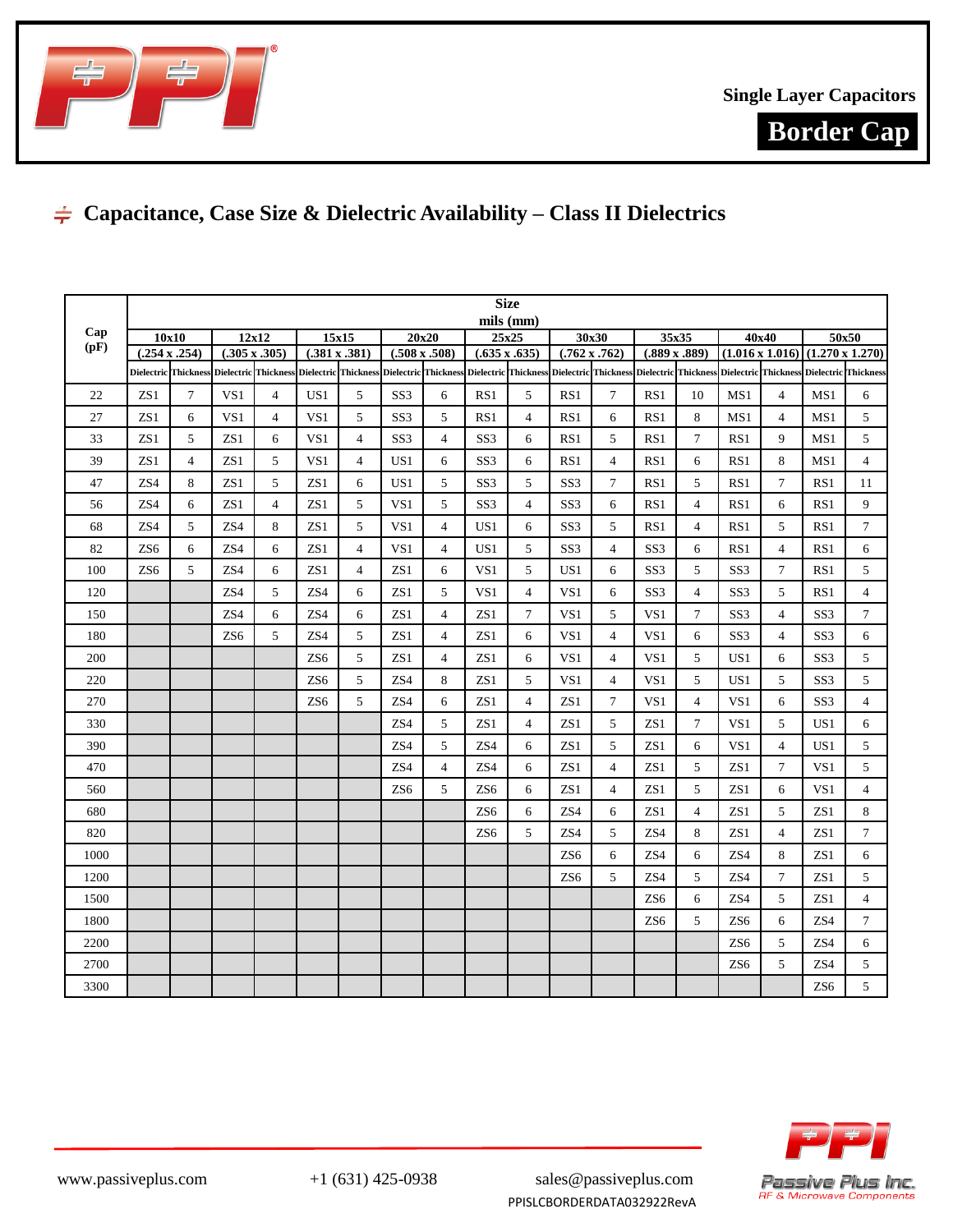Single Layer Capacitors

**Border Cap**

## ≑ Capacitance, Case Size & Dielectric Availability – Class II Dielectrics

| Cap (pF) | Size mils (mm) | | | | | | | | | | | | | | | | | |
|---|---|---|---|---|---|---|---|---|---|---|---|---|---|---|---|---|---|---|
| | 10x10 (.254 x .254) | | 12x12 (.305 x .305) | | 15x15 (.381 x .381) | | 20x20 (.508 x .508) | | 25x25 (.635 x .635) | | 30x30 (.762 x .762) | | 35x35 (.889 x .889) | | 40x40 (1.016 x 1.016) | | 50x50 (1.270 x 1.270) | |
| | Dielectric | Thickness | Dielectric | Thickness | Dielectric | Thickness | Dielectric | Thickness | Dielectric | Thickness | Dielectric | Thickness | Dielectric | Thickness | Dielectric | Thickness | Dielectric | Thickness |
| 22 | ZS1 | 7 | VS1 | 4 | US1 | 5 | SS3 | 6 | RS1 | 5 | RS1 | 7 | RS1 | 10 | MS1 | 4 | MS1 | 6 |
| 27 | ZS1 | 6 | VS1 | 4 | VS1 | 4 | SS3 | 5 | RS1 | 4 | RS1 | 6 | RS1 | 8 | MS1 | 4 | MS1 | 5 |
| 33 | ZS1 | 5 | ZS1 | 6 | VS1 | 4 | SS3 | 4 | SS3 | 6 | RS1 | 5 | RS1 | 7 | RS1 | 9 | MS1 | 5 |
| 39 | ZS1 | 4 | ZS1 | 5 | VS1 | 4 | US1 | 6 | SS3 | 6 | RS1 | 4 | RS1 | 6 | RS1 | 8 | MS1 | 4 |
| 47 | ZS4 | 8 | ZS1 | 5 | ZS1 | 6 | US1 | 5 | SS3 | 5 | SS3 | 7 | RS1 | 5 | RS1 | 7 | RS1 | 11 |
| 56 | ZS4 | 6 | ZS1 | 4 | ZS1 | 5 | VS1 | 5 | SS3 | 4 | SS3 | 6 | RS1 | 4 | RS1 | 6 | RS1 | 9 |
| 68 | ZS4 | 5 | ZS4 | 8 | ZS1 | 5 | VS1 | 4 | US1 | 6 | SS3 | 5 | RS1 | 4 | RS1 | 5 | RS1 | 7 |
| 82 | ZS6 | 6 | ZS4 | 6 | ZS1 | 4 | VS1 | 4 | US1 | 5 | SS3 | 4 | SS3 | 6 | RS1 | 4 | RS1 | 6 |
| 100 | ZS6 | 5 | ZS4 | 6 | ZS1 | 4 | ZS1 | 6 | VS1 | 5 | US1 | 6 | SS3 | 5 | SS3 | 7 | RS1 | 5 |
| 120 | | | ZS4 | 5 | ZS4 | 6 | ZS1 | 5 | VS1 | 4 | VS1 | 6 | SS3 | 4 | SS3 | 5 | RS1 | 4 |
| 150 | | | ZS4 | 6 | ZS4 | 6 | ZS1 | 4 | ZS1 | 7 | VS1 | 5 | VS1 | 7 | SS3 | 4 | SS3 | 7 |
| 180 | | | ZS6 | 5 | ZS4 | 5 | ZS1 | 4 | ZS1 | 6 | VS1 | 4 | VS1 | 6 | SS3 | 4 | SS3 | 6 |
| 200 | | | | | ZS6 | 5 | ZS1 | 4 | ZS1 | 6 | VS1 | 4 | VS1 | 5 | US1 | 6 | SS3 | 5 |
| 220 | | | | | ZS6 | 5 | ZS4 | 8 | ZS1 | 5 | VS1 | 4 | VS1 | 5 | US1 | 5 | SS3 | 5 |
| 270 | | | | | ZS6 | 5 | ZS4 | 6 | ZS1 | 4 | ZS1 | 7 | VS1 | 4 | VS1 | 6 | SS3 | 4 |
| 330 | | | | | | | ZS4 | 5 | ZS1 | 4 | ZS1 | 5 | ZS1 | 7 | VS1 | 5 | US1 | 6 |
| 390 | | | | | | | ZS4 | 5 | ZS4 | 6 | ZS1 | 5 | ZS1 | 6 | VS1 | 4 | US1 | 5 |
| 470 | | | | | | | ZS4 | 4 | ZS4 | 6 | ZS1 | 4 | ZS1 | 5 | ZS1 | 7 | VS1 | 5 |
| 560 | | | | | | | ZS6 | 5 | ZS6 | 6 | ZS1 | 4 | ZS1 | 5 | ZS1 | 6 | VS1 | 4 |
| 680 | | | | | | | | | ZS6 | 6 | ZS4 | 6 | ZS1 | 4 | ZS1 | 5 | ZS1 | 8 |
| 820 | | | | | | | | | ZS6 | 5 | ZS4 | 5 | ZS4 | 8 | ZS1 | 4 | ZS1 | 7 |
| 1000 | | | | | | | | | | | ZS6 | 6 | ZS4 | 6 | ZS4 | 8 | ZS1 | 6 |
| 1200 | | | | | | | | | | | ZS6 | 5 | ZS4 | 5 | ZS4 | 7 | ZS1 | 5 |
| 1500 | | | | | | | | | | | | | ZS6 | 6 | ZS4 | 5 | ZS1 | 4 |
| 1800 | | | | | | | | | | | | | ZS6 | 5 | ZS6 | 6 | ZS4 | 7 |
| 2200 | | | | | | | | | | | | | | | ZS6 | 5 | ZS4 | 6 |
| 2700 | | | | | | | | | | | | | | | ZS6 | 5 | ZS4 | 5 |
| 3300 | | | | | | | | | | | | | | | | | ZS6 | 5 |

www.passiveplus.com     +1 (631) 425-0938     sales@passiveplus.com

PPISLCBORDERDATA032922RevA

Passive Plus Inc.
RF & Microwave Components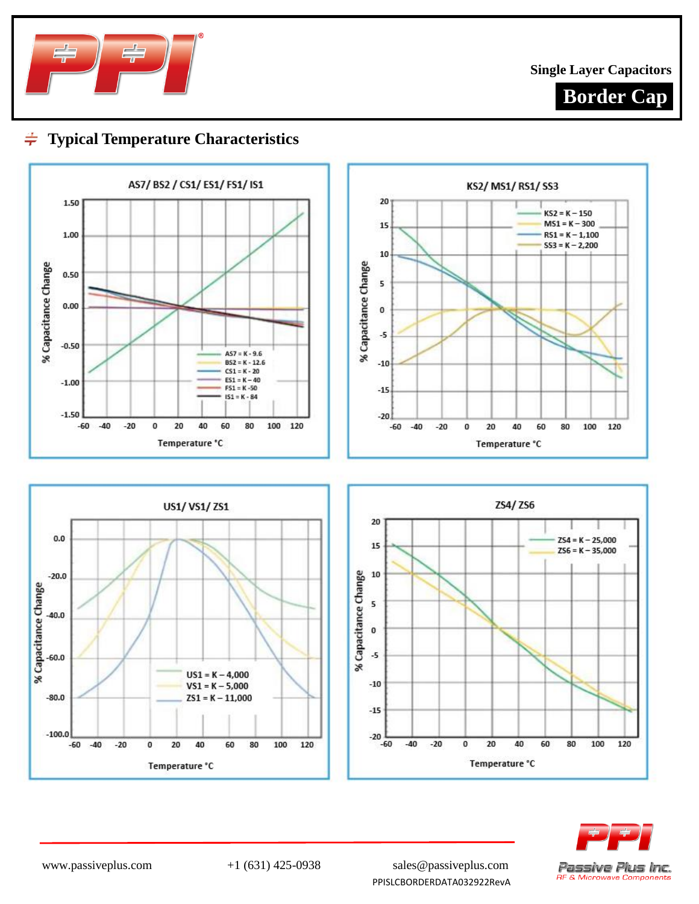Single Layer Capacitors

# Border Cap

## Typical Temperature Characteristics

AS7/ BS2 / CS1/ ES1/ FS1/ IS1

% Capacitance Change

1.50
1.00
0.50
0.00
-0.50
-1.00
-1.50

-60 -40 -20 0 20 40 60 80 100 120

Temperature °C

AS7 = K - 9.6
BS2 = K - 12.6
CS1 = K - 20
ES1 = K – 40
FS1 = K -50
IS1 = K - 84

KS2/ MS1/ RS1/ SS3

% Capacitance Change

20
15
10
5
0
-5
-10
-15
-20

-60 -40 -20 0 20 40 60 80 100 120

Temperature °C

KS2 = K – 150
MS1 = K – 300
RS1 = K – 1,100
SS3 = K – 2,200

US1/ VS1/ ZS1

% Capacitance Change

0.0
-20.0
-40.0
-60.0
-80.0
-100.0

-60 -40 -20 0 20 40 60 80 100 120

Temperature °C

US1 = K – 4,000
VS1 = K – 5,000
ZS1 = K – 11,000

ZS4/ ZS6

% Capacitance Change

20
15
10
5
0
-5
-10
-15
-20

-60 -40 -20 0 20 40 60 80 100 120

Temperature °C

ZS4 = K – 25,000
ZS6 = K – 35,000

www.passiveplus.com +1 (631) 425-0938 sales@passiveplus.com

PPISLCBORDERDATA032922RevA

Passive Plus Inc.
RF & Microwave Components